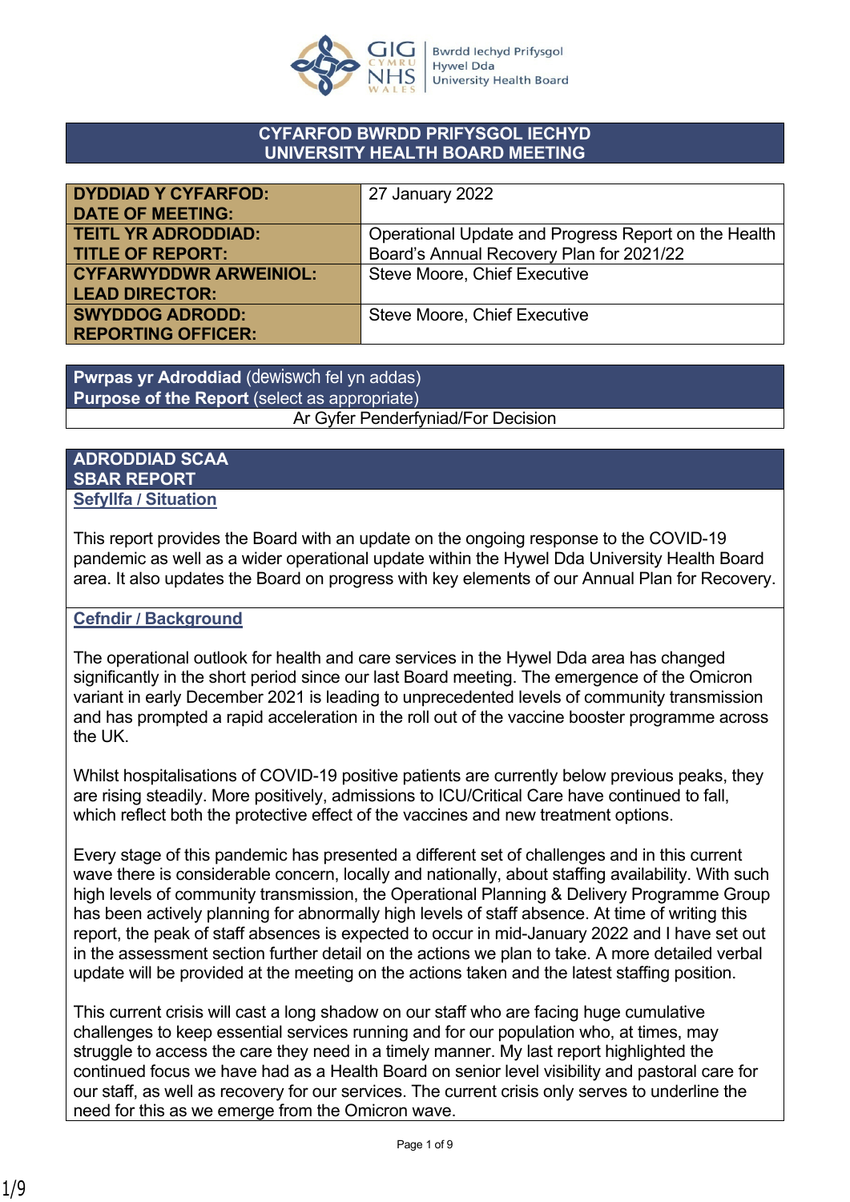GIG CYMRU NHS WALES | Bwrdd Iechyd Prifysgol Hywel Dda University Health Board

# CYFARFOD BWRDD PRIFYSGOL IECHYD
# UNIVERSITY HEALTH BOARD MEETING

| | |
|---|---|
| **DYDDIAD Y CYFARFOD: DATE OF MEETING:** | 27 January 2022 |
| **TEITL YR ADRODDIAD: TITLE OF REPORT:** | Operational Update and Progress Report on the Health Board's Annual Recovery Plan for 2021/22 |
| **CYFARWYDDWR ARWEINIOL: LEAD DIRECTOR:** | Steve Moore, Chief Executive |
| **SWYDDOG ADRODD: REPORTING OFFICER:** | Steve Moore, Chief Executive |

| **Pwrpas yr Adroddiad** (dewiswch fel yn addas) **Purpose of the Report** (select as appropriate) |
|---|
| Ar Gyfer Penderfyniad/For Decision |

## ADRODDIAD SCAA
## SBAR REPORT

### Sefyllfa / Situation

This report provides the Board with an update on the ongoing response to the COVID-19 pandemic as well as a wider operational update within the Hywel Dda University Health Board area. It also updates the Board on progress with key elements of our Annual Plan for Recovery.

### Cefndir / Background

The operational outlook for health and care services in the Hywel Dda area has changed significantly in the short period since our last Board meeting. The emergence of the Omicron variant in early December 2021 is leading to unprecedented levels of community transmission and has prompted a rapid acceleration in the roll out of the vaccine booster programme across the UK.

Whilst hospitalisations of COVID-19 positive patients are currently below previous peaks, they are rising steadily. More positively, admissions to ICU/Critical Care have continued to fall, which reflect both the protective effect of the vaccines and new treatment options.

Every stage of this pandemic has presented a different set of challenges and in this current wave there is considerable concern, locally and nationally, about staffing availability. With such high levels of community transmission, the Operational Planning & Delivery Programme Group has been actively planning for abnormally high levels of staff absence. At time of writing this report, the peak of staff absences is expected to occur in mid-January 2022 and I have set out in the assessment section further detail on the actions we plan to take. A more detailed verbal update will be provided at the meeting on the actions taken and the latest staffing position.

This current crisis will cast a long shadow on our staff who are facing huge cumulative challenges to keep essential services running and for our population who, at times, may struggle to access the care they need in a timely manner. My last report highlighted the continued focus we have had as a Health Board on senior level visibility and pastoral care for our staff, as well as recovery for our services. The current crisis only serves to underline the need for this as we emerge from the Omicron wave.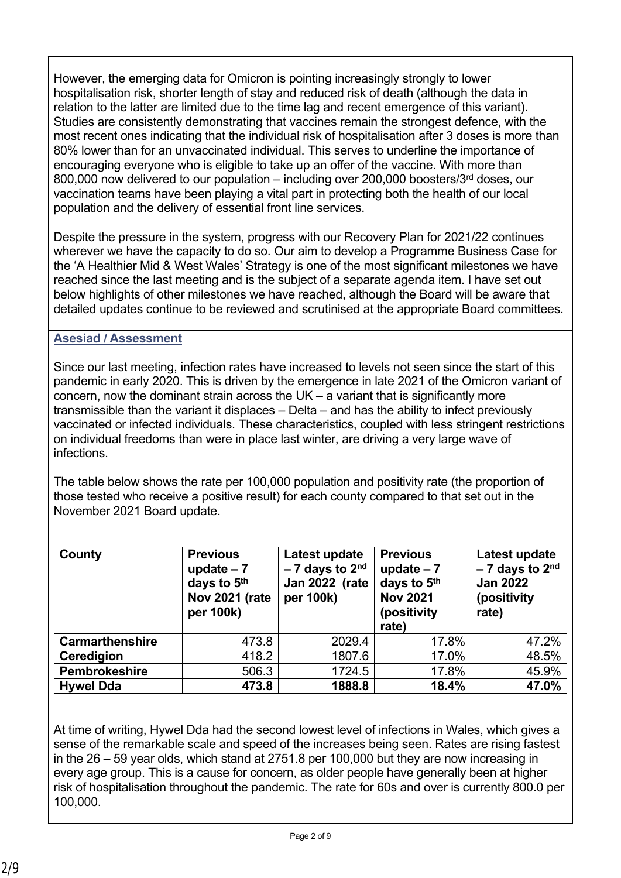However, the emerging data for Omicron is pointing increasingly strongly to lower hospitalisation risk, shorter length of stay and reduced risk of death (although the data in relation to the latter are limited due to the time lag and recent emergence of this variant). Studies are consistently demonstrating that vaccines remain the strongest defence, with the most recent ones indicating that the individual risk of hospitalisation after 3 doses is more than 80% lower than for an unvaccinated individual. This serves to underline the importance of encouraging everyone who is eligible to take up an offer of the vaccine. With more than 800,000 now delivered to our population – including over 200,000 boosters/3rd doses, our vaccination teams have been playing a vital part in protecting both the health of our local population and the delivery of essential front line services.

Despite the pressure in the system, progress with our Recovery Plan for 2021/22 continues wherever we have the capacity to do so. Our aim to develop a Programme Business Case for the 'A Healthier Mid & West Wales' Strategy is one of the most significant milestones we have reached since the last meeting and is the subject of a separate agenda item. I have set out below highlights of other milestones we have reached, although the Board will be aware that detailed updates continue to be reviewed and scrutinised at the appropriate Board committees.

**Asesiad / Assessment**

Since our last meeting, infection rates have increased to levels not seen since the start of this pandemic in early 2020. This is driven by the emergence in late 2021 of the Omicron variant of concern, now the dominant strain across the UK – a variant that is significantly more transmissible than the variant it displaces – Delta – and has the ability to infect previously vaccinated or infected individuals. These characteristics, coupled with less stringent restrictions on individual freedoms than were in place last winter, are driving a very large wave of infections.

The table below shows the rate per 100,000 population and positivity rate (the proportion of those tested who receive a positive result) for each county compared to that set out in the November 2021 Board update.

| County | Previous update – 7 days to 5th Nov 2021 (rate per 100k) | Latest update – 7 days to 2nd Jan 2022 (rate per 100k) | Previous update – 7 days to 5th Nov 2021 (positivity rate) | Latest update – 7 days to 2nd Jan 2022 (positivity rate) |
|---|---|---|---|---|
| **Carmarthenshire** | 473.8 | 2029.4 | 17.8% | 47.2% |
| **Ceredigion** | 418.2 | 1807.6 | 17.0% | 48.5% |
| **Pembrokeshire** | 506.3 | 1724.5 | 17.8% | 45.9% |
| **Hywel Dda** | **473.8** | **1888.8** | **18.4%** | **47.0%** |

At time of writing, Hywel Dda had the second lowest level of infections in Wales, which gives a sense of the remarkable scale and speed of the increases being seen. Rates are rising fastest in the 26 – 59 year olds, which stand at 2751.8 per 100,000 but they are now increasing in every age group. This is a cause for concern, as older people have generally been at higher risk of hospitalisation throughout the pandemic. The rate for 60s and over is currently 800.0 per 100,000.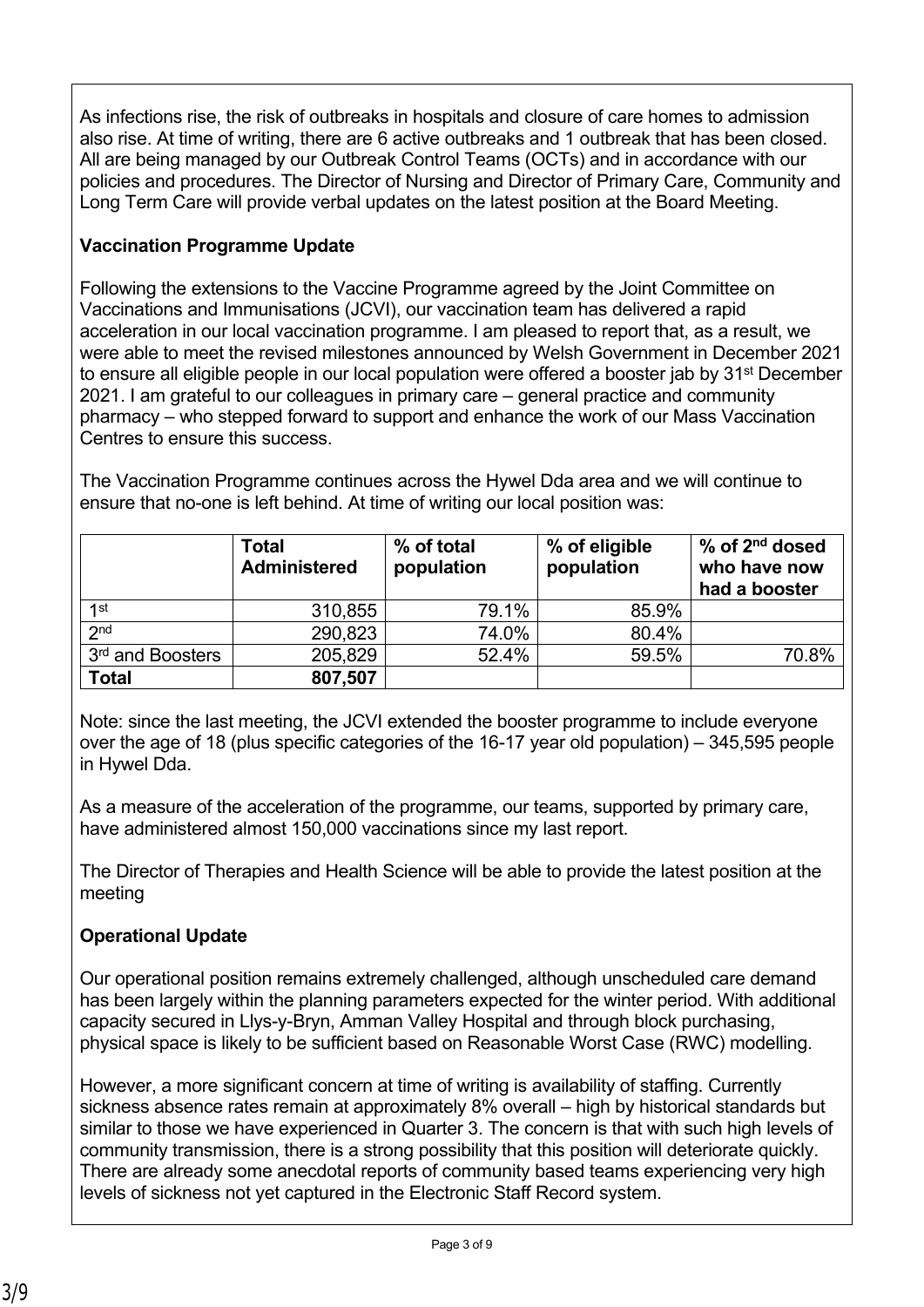As infections rise, the risk of outbreaks in hospitals and closure of care homes to admission also rise. At time of writing, there are 6 active outbreaks and 1 outbreak that has been closed. All are being managed by our Outbreak Control Teams (OCTs) and in accordance with our policies and procedures. The Director of Nursing and Director of Primary Care, Community and Long Term Care will provide verbal updates on the latest position at the Board Meeting.

**Vaccination Programme Update**

Following the extensions to the Vaccine Programme agreed by the Joint Committee on Vaccinations and Immunisations (JCVI), our vaccination team has delivered a rapid acceleration in our local vaccination programme. I am pleased to report that, as a result, we were able to meet the revised milestones announced by Welsh Government in December 2021 to ensure all eligible people in our local population were offered a booster jab by 31st December 2021. I am grateful to our colleagues in primary care – general practice and community pharmacy – who stepped forward to support and enhance the work of our Mass Vaccination Centres to ensure this success.

The Vaccination Programme continues across the Hywel Dda area and we will continue to ensure that no-one is left behind. At time of writing our local position was:

| | **Total Administered** | **% of total population** | **% of eligible population** | **% of 2nd dosed who have now had a booster** |
|---|---|---|---|---|
| 1st | 310,855 | 79.1% | 85.9% | |
| 2nd | 290,823 | 74.0% | 80.4% | |
| 3rd and Boosters | 205,829 | 52.4% | 59.5% | 70.8% |
| **Total** | **807,507** | | | |

Note: since the last meeting, the JCVI extended the booster programme to include everyone over the age of 18 (plus specific categories of the 16-17 year old population) – 345,595 people in Hywel Dda.

As a measure of the acceleration of the programme, our teams, supported by primary care, have administered almost 150,000 vaccinations since my last report.

The Director of Therapies and Health Science will be able to provide the latest position at the meeting

**Operational Update**

Our operational position remains extremely challenged, although unscheduled care demand has been largely within the planning parameters expected for the winter period. With additional capacity secured in Llys-y-Bryn, Amman Valley Hospital and through block purchasing, physical space is likely to be sufficient based on Reasonable Worst Case (RWC) modelling.

However, a more significant concern at time of writing is availability of staffing. Currently sickness absence rates remain at approximately 8% overall – high by historical standards but similar to those we have experienced in Quarter 3. The concern is that with such high levels of community transmission, there is a strong possibility that this position will deteriorate quickly. There are already some anecdotal reports of community based teams experiencing very high levels of sickness not yet captured in the Electronic Staff Record system.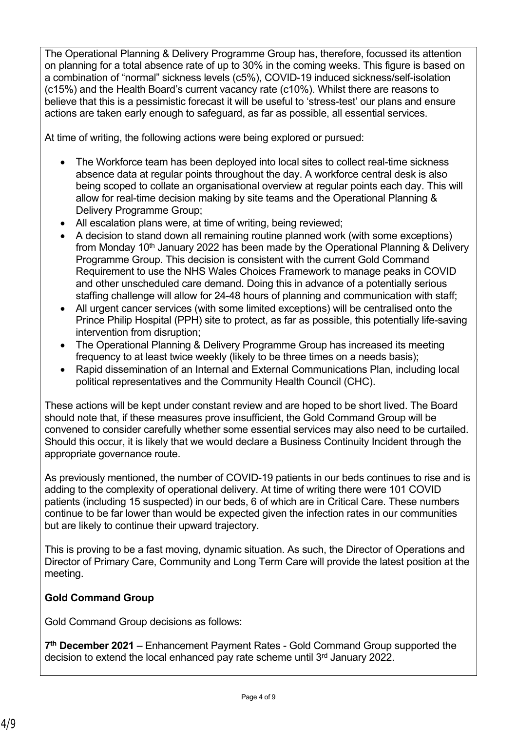The Operational Planning & Delivery Programme Group has, therefore, focussed its attention on planning for a total absence rate of up to 30% in the coming weeks. This figure is based on a combination of "normal" sickness levels (c5%), COVID-19 induced sickness/self-isolation (c15%) and the Health Board's current vacancy rate (c10%). Whilst there are reasons to believe that this is a pessimistic forecast it will be useful to 'stress-test' our plans and ensure actions are taken early enough to safeguard, as far as possible, all essential services.

At time of writing, the following actions were being explored or pursued:

- The Workforce team has been deployed into local sites to collect real-time sickness absence data at regular points throughout the day. A workforce central desk is also being scoped to collate an organisational overview at regular points each day. This will allow for real-time decision making by site teams and the Operational Planning & Delivery Programme Group;
- All escalation plans were, at time of writing, being reviewed;
- A decision to stand down all remaining routine planned work (with some exceptions) from Monday 10th January 2022 has been made by the Operational Planning & Delivery Programme Group. This decision is consistent with the current Gold Command Requirement to use the NHS Wales Choices Framework to manage peaks in COVID and other unscheduled care demand. Doing this in advance of a potentially serious staffing challenge will allow for 24-48 hours of planning and communication with staff;
- All urgent cancer services (with some limited exceptions) will be centralised onto the Prince Philip Hospital (PPH) site to protect, as far as possible, this potentially life-saving intervention from disruption;
- The Operational Planning & Delivery Programme Group has increased its meeting frequency to at least twice weekly (likely to be three times on a needs basis);
- Rapid dissemination of an Internal and External Communications Plan, including local political representatives and the Community Health Council (CHC).

These actions will be kept under constant review and are hoped to be short lived. The Board should note that, if these measures prove insufficient, the Gold Command Group will be convened to consider carefully whether some essential services may also need to be curtailed. Should this occur, it is likely that we would declare a Business Continuity Incident through the appropriate governance route.

As previously mentioned, the number of COVID-19 patients in our beds continues to rise and is adding to the complexity of operational delivery. At time of writing there were 101 COVID patients (including 15 suspected) in our beds, 6 of which are in Critical Care. These numbers continue to be far lower than would be expected given the infection rates in our communities but are likely to continue their upward trajectory.

This is proving to be a fast moving, dynamic situation. As such, the Director of Operations and Director of Primary Care, Community and Long Term Care will provide the latest position at the meeting.

**Gold Command Group**

Gold Command Group decisions as follows:

**7th December 2021** – Enhancement Payment Rates - Gold Command Group supported the decision to extend the local enhanced pay rate scheme until 3rd January 2022.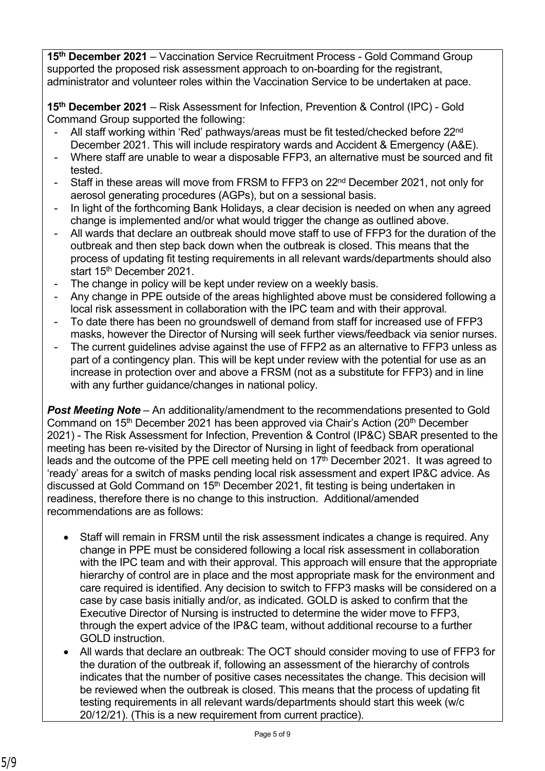**15th December 2021** – Vaccination Service Recruitment Process - Gold Command Group supported the proposed risk assessment approach to on-boarding for the registrant, administrator and volunteer roles within the Vaccination Service to be undertaken at pace.

**15th December 2021** – Risk Assessment for Infection, Prevention & Control (IPC) - Gold Command Group supported the following:

- All staff working within 'Red' pathways/areas must be fit tested/checked before 22nd December 2021. This will include respiratory wards and Accident & Emergency (A&E).
- Where staff are unable to wear a disposable FFP3, an alternative must be sourced and fit tested.
- Staff in these areas will move from FRSM to FFP3 on 22nd December 2021, not only for aerosol generating procedures (AGPs), but on a sessional basis.
- In light of the forthcoming Bank Holidays, a clear decision is needed on when any agreed change is implemented and/or what would trigger the change as outlined above.
- All wards that declare an outbreak should move staff to use of FFP3 for the duration of the outbreak and then step back down when the outbreak is closed. This means that the process of updating fit testing requirements in all relevant wards/departments should also start 15th December 2021.
- The change in policy will be kept under review on a weekly basis.
- Any change in PPE outside of the areas highlighted above must be considered following a local risk assessment in collaboration with the IPC team and with their approval.
- To date there has been no groundswell of demand from staff for increased use of FFP3 masks, however the Director of Nursing will seek further views/feedback via senior nurses.
- The current guidelines advise against the use of FFP2 as an alternative to FFP3 unless as part of a contingency plan. This will be kept under review with the potential for use as an increase in protection over and above a FRSM (not as a substitute for FFP3) and in line with any further guidance/changes in national policy.

***Post Meeting Note*** – An additionality/amendment to the recommendations presented to Gold Command on 15th December 2021 has been approved via Chair's Action (20th December 2021) - The Risk Assessment for Infection, Prevention & Control (IP&C) SBAR presented to the meeting has been re-visited by the Director of Nursing in light of feedback from operational leads and the outcome of the PPE cell meeting held on 17th December 2021. It was agreed to 'ready' areas for a switch of masks pending local risk assessment and expert IP&C advice. As discussed at Gold Command on 15th December 2021, fit testing is being undertaken in readiness, therefore there is no change to this instruction. Additional/amended recommendations are as follows:

- Staff will remain in FRSM until the risk assessment indicates a change is required. Any change in PPE must be considered following a local risk assessment in collaboration with the IPC team and with their approval. This approach will ensure that the appropriate hierarchy of control are in place and the most appropriate mask for the environment and care required is identified. Any decision to switch to FFP3 masks will be considered on a case by case basis initially and/or, as indicated. GOLD is asked to confirm that the Executive Director of Nursing is instructed to determine the wider move to FFP3, through the expert advice of the IP&C team, without additional recourse to a further GOLD instruction.
- All wards that declare an outbreak: The OCT should consider moving to use of FFP3 for the duration of the outbreak if, following an assessment of the hierarchy of controls indicates that the number of positive cases necessitates the change. This decision will be reviewed when the outbreak is closed. This means that the process of updating fit testing requirements in all relevant wards/departments should start this week (w/c 20/12/21). (This is a new requirement from current practice).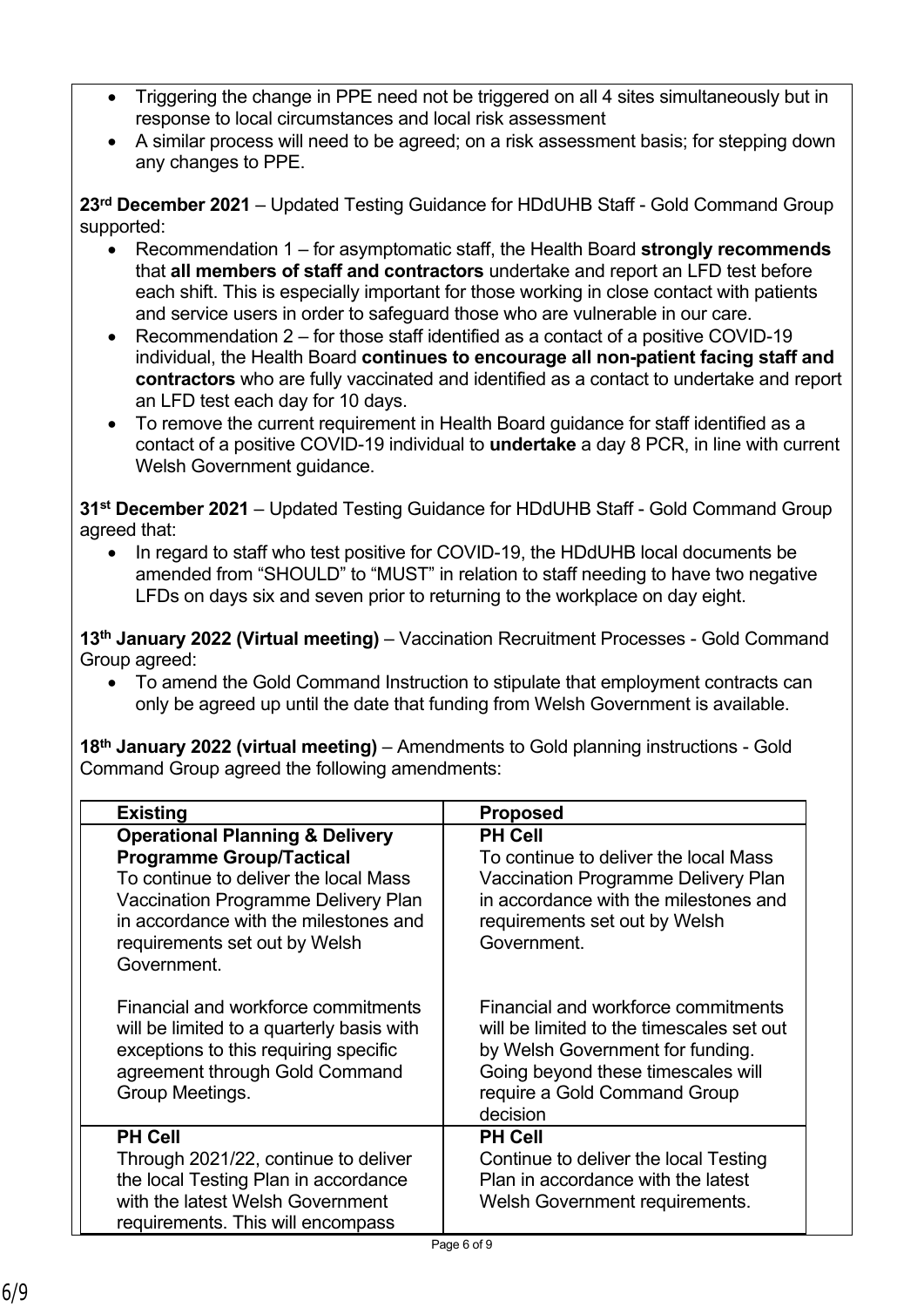- Triggering the change in PPE need not be triggered on all 4 sites simultaneously but in response to local circumstances and local risk assessment
- A similar process will need to be agreed; on a risk assessment basis; for stepping down any changes to PPE.

**23rd December 2021** – Updated Testing Guidance for HDdUHB Staff - Gold Command Group supported:

- Recommendation 1 – for asymptomatic staff, the Health Board **strongly recommends** that **all members of staff and contractors** undertake and report an LFD test before each shift. This is especially important for those working in close contact with patients and service users in order to safeguard those who are vulnerable in our care.
- Recommendation 2 – for those staff identified as a contact of a positive COVID-19 individual, the Health Board **continues to encourage all non-patient facing staff and contractors** who are fully vaccinated and identified as a contact to undertake and report an LFD test each day for 10 days.
- To remove the current requirement in Health Board guidance for staff identified as a contact of a positive COVID-19 individual to **undertake** a day 8 PCR, in line with current Welsh Government guidance.

**31st December 2021** – Updated Testing Guidance for HDdUHB Staff - Gold Command Group agreed that:

- In regard to staff who test positive for COVID-19, the HDdUHB local documents be amended from "SHOULD" to "MUST" in relation to staff needing to have two negative LFDs on days six and seven prior to returning to the workplace on day eight.

**13th January 2022 (Virtual meeting)** – Vaccination Recruitment Processes - Gold Command Group agreed:

- To amend the Gold Command Instruction to stipulate that employment contracts can only be agreed up until the date that funding from Welsh Government is available.

**18th January 2022 (virtual meeting)** – Amendments to Gold planning instructions - Gold Command Group agreed the following amendments:

| **Existing** | **Proposed** |
|---|---|
| **Operational Planning & Delivery Programme Group/Tactical**<br>To continue to deliver the local Mass Vaccination Programme Delivery Plan in accordance with the milestones and requirements set out by Welsh Government.<br><br>Financial and workforce commitments will be limited to a quarterly basis with exceptions to this requiring specific agreement through Gold Command Group Meetings. | **PH Cell**<br>To continue to deliver the local Mass Vaccination Programme Delivery Plan in accordance with the milestones and requirements set out by Welsh Government.<br><br>Financial and workforce commitments will be limited to the timescales set out by Welsh Government for funding. Going beyond these timescales will require a Gold Command Group decision |
| **PH Cell**<br>Through 2021/22, continue to deliver the local Testing Plan in accordance with the latest Welsh Government requirements. This will encompass | **PH Cell**<br>Continue to deliver the local Testing Plan in accordance with the latest Welsh Government requirements. |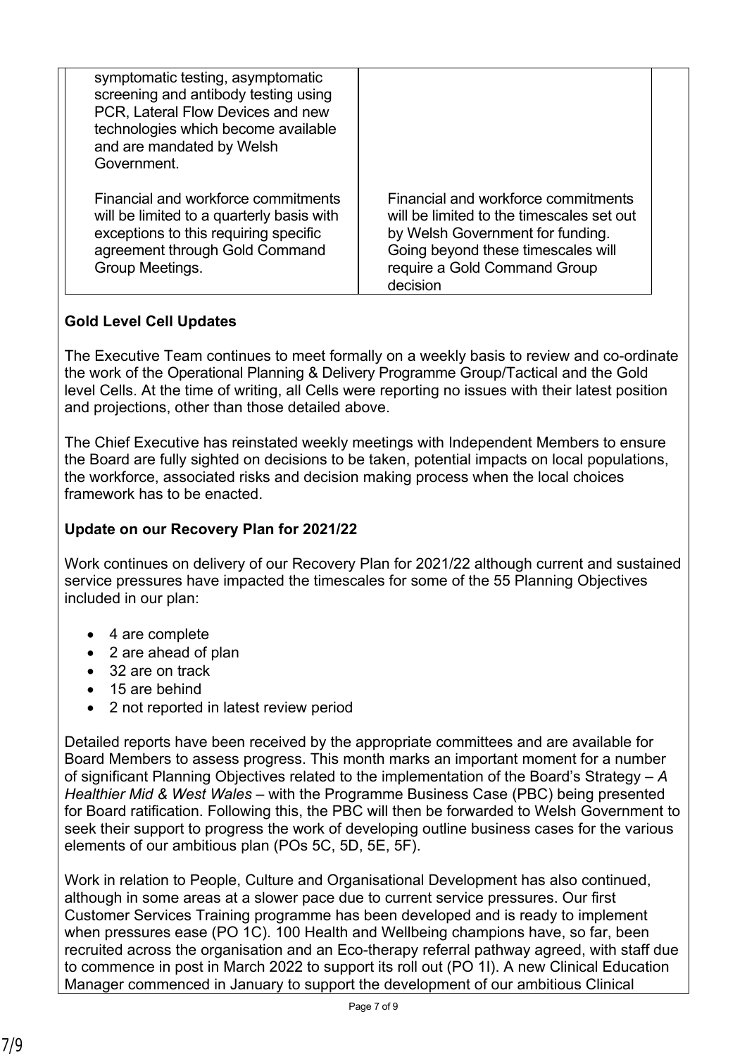| | |
|---|---|
| symptomatic testing, asymptomatic screening and antibody testing using PCR, Lateral Flow Devices and new technologies which become available and are mandated by Welsh Government. | |
| Financial and workforce commitments will be limited to a quarterly basis with exceptions to this requiring specific agreement through Gold Command Group Meetings. | Financial and workforce commitments will be limited to the timescales set out by Welsh Government for funding. Going beyond these timescales will require a Gold Command Group decision |

**Gold Level Cell Updates**

The Executive Team continues to meet formally on a weekly basis to review and co-ordinate the work of the Operational Planning & Delivery Programme Group/Tactical and the Gold level Cells. At the time of writing, all Cells were reporting no issues with their latest position and projections, other than those detailed above.

The Chief Executive has reinstated weekly meetings with Independent Members to ensure the Board are fully sighted on decisions to be taken, potential impacts on local populations, the workforce, associated risks and decision making process when the local choices framework has to be enacted.

**Update on our Recovery Plan for 2021/22**

Work continues on delivery of our Recovery Plan for 2021/22 although current and sustained service pressures have impacted the timescales for some of the 55 Planning Objectives included in our plan:

- 4 are complete
- 2 are ahead of plan
- 32 are on track
- 15 are behind
- 2 not reported in latest review period

Detailed reports have been received by the appropriate committees and are available for Board Members to assess progress. This month marks an important moment for a number of significant Planning Objectives related to the implementation of the Board's Strategy – *A Healthier Mid & West Wales* – with the Programme Business Case (PBC) being presented for Board ratification. Following this, the PBC will then be forwarded to Welsh Government to seek their support to progress the work of developing outline business cases for the various elements of our ambitious plan (POs 5C, 5D, 5E, 5F).

Work in relation to People, Culture and Organisational Development has also continued, although in some areas at a slower pace due to current service pressures. Our first Customer Services Training programme has been developed and is ready to implement when pressures ease (PO 1C). 100 Health and Wellbeing champions have, so far, been recruited across the organisation and an Eco-therapy referral pathway agreed, with staff due to commence in post in March 2022 to support its roll out (PO 1I). A new Clinical Education Manager commenced in January to support the development of our ambitious Clinical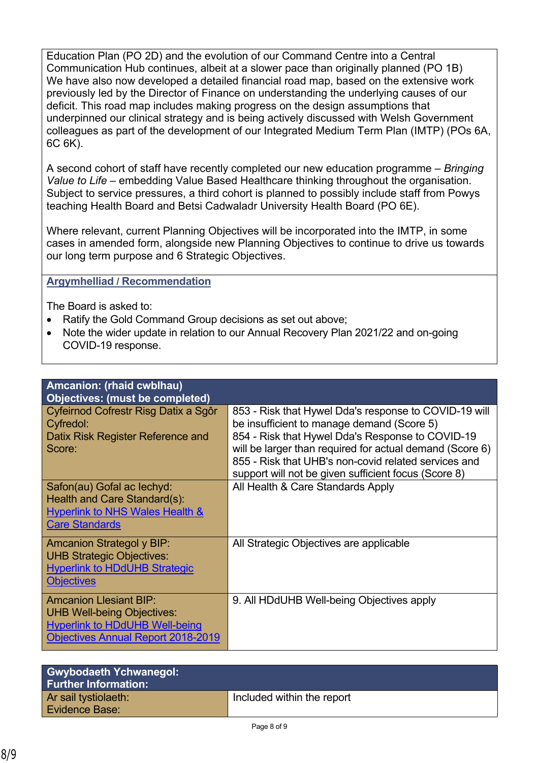Education Plan (PO 2D) and the evolution of our Command Centre into a Central Communication Hub continues, albeit at a slower pace than originally planned (PO 1B)
We have also now developed a detailed financial road map, based on the extensive work previously led by the Director of Finance on understanding the underlying causes of our deficit. This road map includes making progress on the design assumptions that underpinned our clinical strategy and is being actively discussed with Welsh Government colleagues as part of the development of our Integrated Medium Term Plan (IMTP) (POs 6A, 6C 6K).

A second cohort of staff have recently completed our new education programme – *Bringing Value to Life* – embedding Value Based Healthcare thinking throughout the organisation. Subject to service pressures, a third cohort is planned to possibly include staff from Powys teaching Health Board and Betsi Cadwaladr University Health Board (PO 6E).

Where relevant, current Planning Objectives will be incorporated into the IMTP, in some cases in amended form, alongside new Planning Objectives to continue to drive us towards our long term purpose and 6 Strategic Objectives.

## Argymhelliad / Recommendation

The Board is asked to:

- Ratify the Gold Command Group decisions as set out above;
- Note the wider update in relation to our Annual Recovery Plan 2021/22 and on-going COVID-19 response.

| **Amcanion: (rhaid cwblhau)<br>Objectives: (must be completed)** | |
|---|---|
| Cyfeirnod Cofrestr Risg Datix a Sgôr Cyfredol:<br>Datix Risk Register Reference and Score: | 853 - Risk that Hywel Dda's response to COVID-19 will be insufficient to manage demand (Score 5)<br>854 - Risk that Hywel Dda's Response to COVID-19 will be larger than required for actual demand (Score 6)<br>855 - Risk that UHB's non-covid related services and support will not be given sufficient focus (Score 8) |
| Safon(au) Gofal ac Iechyd:<br>Health and Care Standard(s):<br>Hyperlink to NHS Wales Health & Care Standards | All Health & Care Standards Apply |
| Amcanion Strategol y BIP:<br>UHB Strategic Objectives:<br>Hyperlink to HDdUHB Strategic Objectives | All Strategic Objectives are applicable |
| Amcanion Llesiant BIP:<br>UHB Well-being Objectives:<br>Hyperlink to HDdUHB Well-being Objectives Annual Report 2018-2019 | 9. All HDdUHB Well-being Objectives apply |

| **Gwybodaeth Ychwanegol:<br>Further Information:** | |
|---|---|
| Ar sail tystiolaeth:<br>Evidence Base: | Included within the report |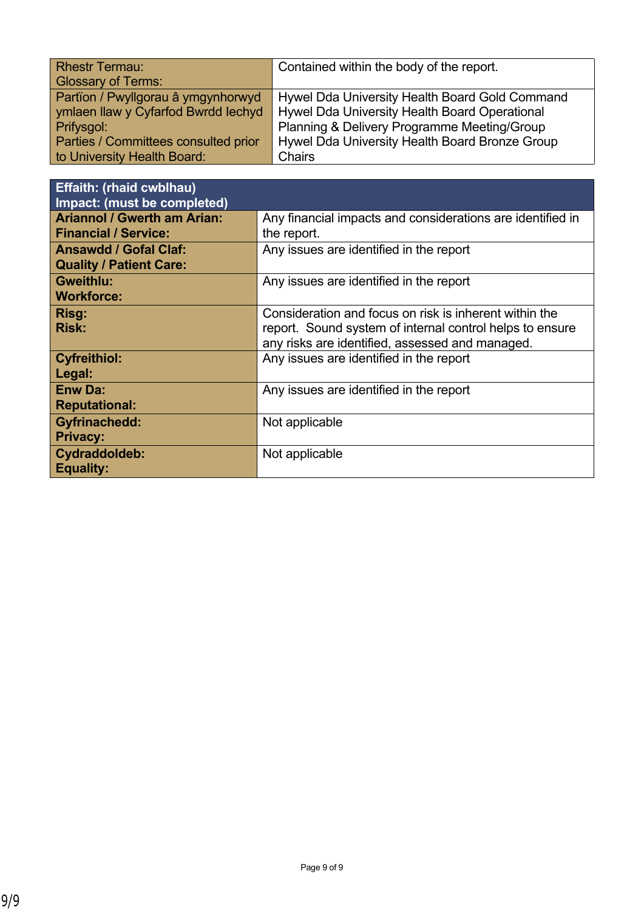| | |
|---|---|
| Rhestr Termau:<br>Glossary of Terms: | Contained within the body of the report. |
| Partïon / Pwyllgorau â ymgynhorwyd ymlaen llaw y Cyfarfod Bwrdd Iechyd Prifysgol:<br>Parties / Committees consulted prior to University Health Board: | Hywel Dda University Health Board Gold Command<br>Hywel Dda University Health Board Operational Planning & Delivery Programme Meeting/Group<br>Hywel Dda University Health Board Bronze Group Chairs |

| **Effaith: (rhaid cwblhau)<br>Impact: (must be completed)** | |
|---|---|
| **Ariannol / Gwerth am Arian:<br>Financial / Service:** | Any financial impacts and considerations are identified in the report. |
| **Ansawdd / Gofal Claf:<br>Quality / Patient Care:** | Any issues are identified in the report |
| **Gweithlu:<br>Workforce:** | Any issues are identified in the report |
| **Risg:<br>Risk:** | Consideration and focus on risk is inherent within the report. Sound system of internal control helps to ensure any risks are identified, assessed and managed. |
| **Cyfreithiol:<br>Legal:** | Any issues are identified in the report |
| **Enw Da:<br>Reputational:** | Any issues are identified in the report |
| **Gyfrinachedd:<br>Privacy:** | Not applicable |
| **Cydraddoldeb:<br>Equality:** | Not applicable |